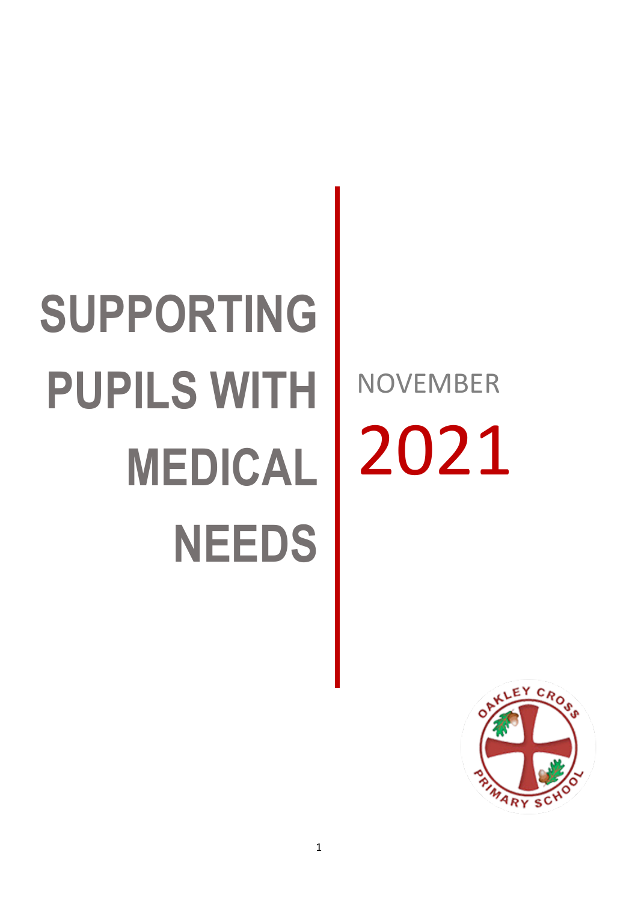# SUPPORTING PUPILS WITH MEDICAL NEEDS

NOVEMBER

2021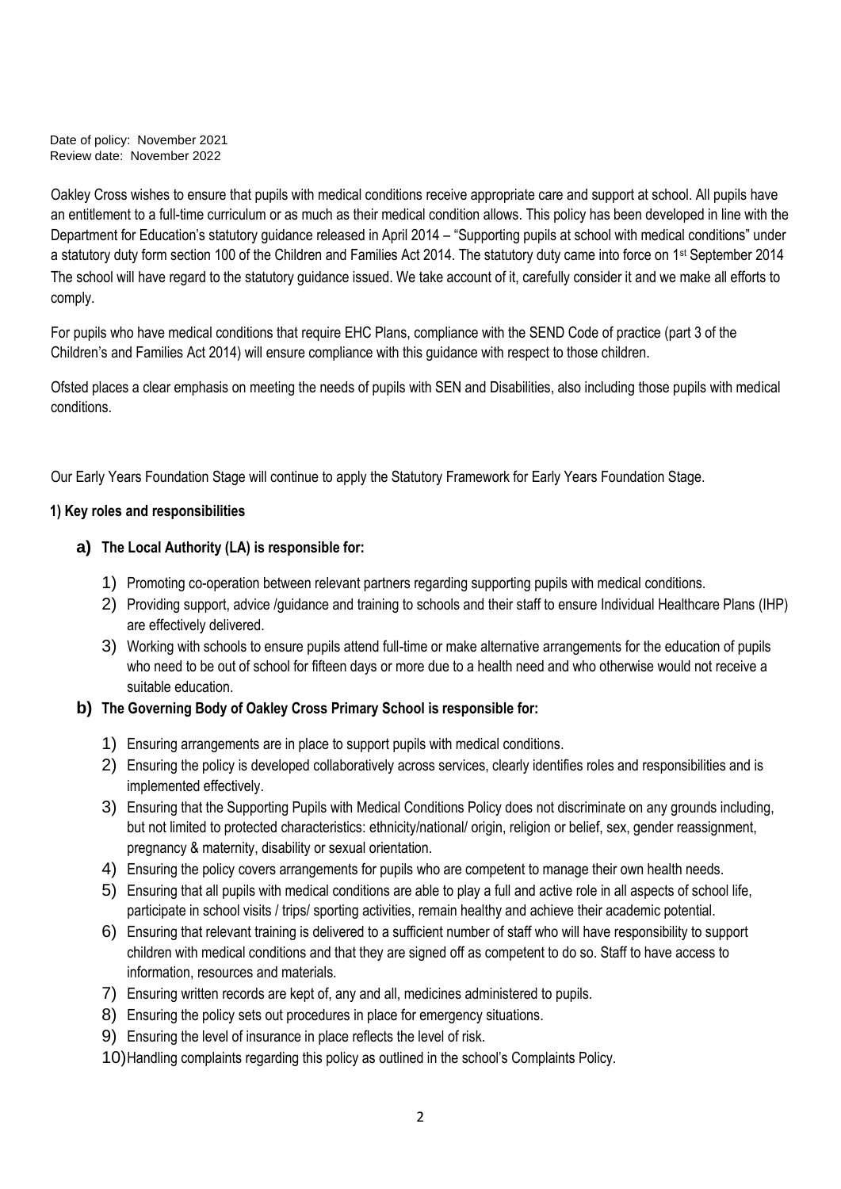Date of policy: November 2021
Review date: November 2022

Oakley Cross wishes to ensure that pupils with medical conditions receive appropriate care and support at school. All pupils have an entitlement to a full-time curriculum or as much as their medical condition allows. This policy has been developed in line with the Department for Education's statutory guidance released in April 2014 – "Supporting pupils at school with medical conditions" under a statutory duty form section 100 of the Children and Families Act 2014. The statutory duty came into force on 1st September 2014 The school will have regard to the statutory guidance issued. We take account of it, carefully consider it and we make all efforts to comply.

For pupils who have medical conditions that require EHC Plans, compliance with the SEND Code of practice (part 3 of the Children's and Families Act 2014) will ensure compliance with this guidance with respect to those children.

Ofsted places a clear emphasis on meeting the needs of pupils with SEN and Disabilities, also including those pupils with medical conditions.

Our Early Years Foundation Stage will continue to apply the Statutory Framework for Early Years Foundation Stage.

**1) Key roles and responsibilities**

**a) The Local Authority (LA) is responsible for:**

1) Promoting co-operation between relevant partners regarding supporting pupils with medical conditions.
2) Providing support, advice /guidance and training to schools and their staff to ensure Individual Healthcare Plans (IHP) are effectively delivered.
3) Working with schools to ensure pupils attend full-time or make alternative arrangements for the education of pupils who need to be out of school for fifteen days or more due to a health need and who otherwise would not receive a suitable education.

**b) The Governing Body of Oakley Cross Primary School is responsible for:**

1) Ensuring arrangements are in place to support pupils with medical conditions.
2) Ensuring the policy is developed collaboratively across services, clearly identifies roles and responsibilities and is implemented effectively.
3) Ensuring that the Supporting Pupils with Medical Conditions Policy does not discriminate on any grounds including, but not limited to protected characteristics: ethnicity/national/ origin, religion or belief, sex, gender reassignment, pregnancy & maternity, disability or sexual orientation.
4) Ensuring the policy covers arrangements for pupils who are competent to manage their own health needs.
5) Ensuring that all pupils with medical conditions are able to play a full and active role in all aspects of school life, participate in school visits / trips/ sporting activities, remain healthy and achieve their academic potential.
6) Ensuring that relevant training is delivered to a sufficient number of staff who will have responsibility to support children with medical conditions and that they are signed off as competent to do so. Staff to have access to information, resources and materials.
7) Ensuring written records are kept of, any and all, medicines administered to pupils.
8) Ensuring the policy sets out procedures in place for emergency situations.
9) Ensuring the level of insurance in place reflects the level of risk.
10) Handling complaints regarding this policy as outlined in the school's Complaints Policy.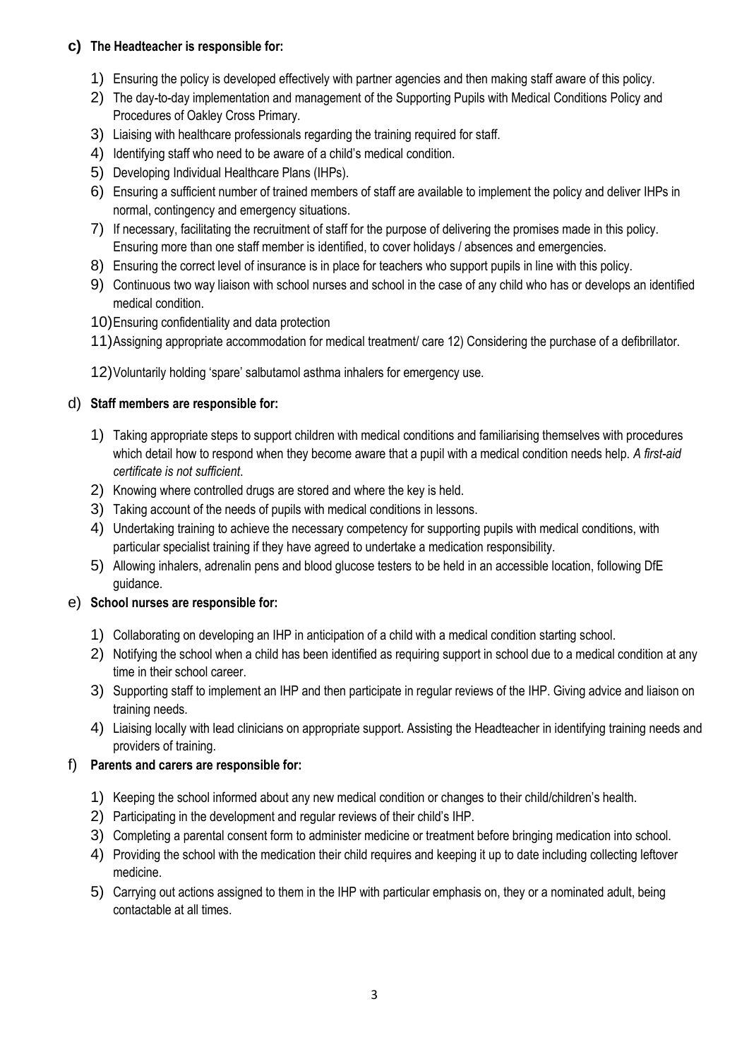**c) The Headteacher is responsible for:**

1) Ensuring the policy is developed effectively with partner agencies and then making staff aware of this policy.
2) The day-to-day implementation and management of the Supporting Pupils with Medical Conditions Policy and Procedures of Oakley Cross Primary.
3) Liaising with healthcare professionals regarding the training required for staff.
4) Identifying staff who need to be aware of a child's medical condition.
5) Developing Individual Healthcare Plans (IHPs).
6) Ensuring a sufficient number of trained members of staff are available to implement the policy and deliver IHPs in normal, contingency and emergency situations.
7) If necessary, facilitating the recruitment of staff for the purpose of delivering the promises made in this policy. Ensuring more than one staff member is identified, to cover holidays / absences and emergencies.
8) Ensuring the correct level of insurance is in place for teachers who support pupils in line with this policy.
9) Continuous two way liaison with school nurses and school in the case of any child who has or develops an identified medical condition.
10) Ensuring confidentiality and data protection
11) Assigning appropriate accommodation for medical treatment/ care 12) Considering the purchase of a defibrillator.
12) Voluntarily holding 'spare' salbutamol asthma inhalers for emergency use.

**d) Staff members are responsible for:**

1) Taking appropriate steps to support children with medical conditions and familiarising themselves with procedures which detail how to respond when they become aware that a pupil with a medical condition needs help. *A first-aid certificate is not sufficient*.
2) Knowing where controlled drugs are stored and where the key is held.
3) Taking account of the needs of pupils with medical conditions in lessons.
4) Undertaking training to achieve the necessary competency for supporting pupils with medical conditions, with particular specialist training if they have agreed to undertake a medication responsibility.
5) Allowing inhalers, adrenalin pens and blood glucose testers to be held in an accessible location, following DfE guidance.

**e) School nurses are responsible for:**

1) Collaborating on developing an IHP in anticipation of a child with a medical condition starting school.
2) Notifying the school when a child has been identified as requiring support in school due to a medical condition at any time in their school career.
3) Supporting staff to implement an IHP and then participate in regular reviews of the IHP. Giving advice and liaison on training needs.
4) Liaising locally with lead clinicians on appropriate support. Assisting the Headteacher in identifying training needs and providers of training.

**f) Parents and carers are responsible for:**

1) Keeping the school informed about any new medical condition or changes to their child/children's health.
2) Participating in the development and regular reviews of their child's IHP.
3) Completing a parental consent form to administer medicine or treatment before bringing medication into school.
4) Providing the school with the medication their child requires and keeping it up to date including collecting leftover medicine.
5) Carrying out actions assigned to them in the IHP with particular emphasis on, they or a nominated adult, being contactable at all times.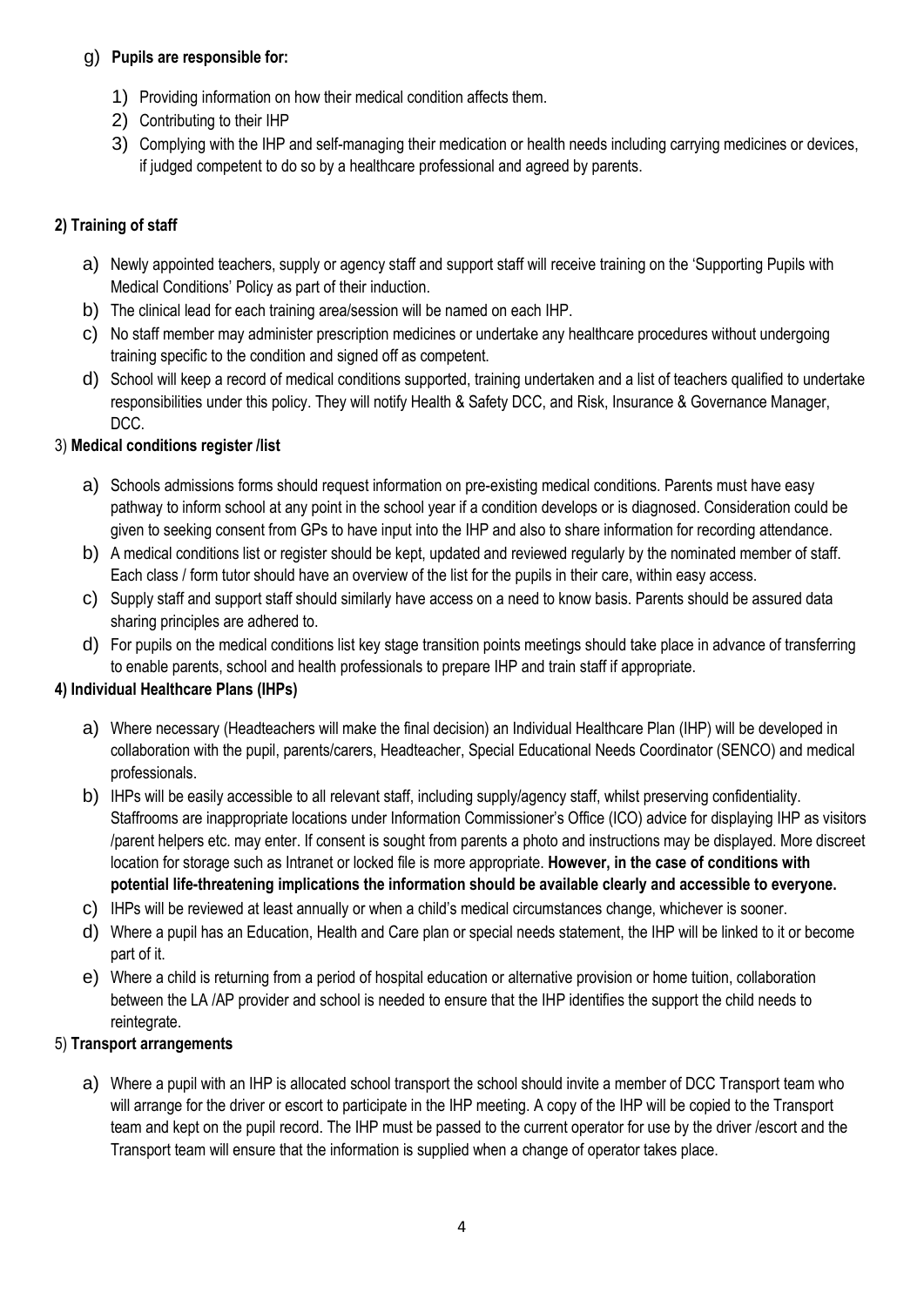g) **Pupils are responsible for:**

1) Providing information on how their medical condition affects them.
2) Contributing to their IHP
3) Complying with the IHP and self-managing their medication or health needs including carrying medicines or devices, if judged competent to do so by a healthcare professional and agreed by parents.

**2) Training of staff**

a) Newly appointed teachers, supply or agency staff and support staff will receive training on the 'Supporting Pupils with Medical Conditions' Policy as part of their induction.

b) The clinical lead for each training area/session will be named on each IHP.

c) No staff member may administer prescription medicines or undertake any healthcare procedures without undergoing training specific to the condition and signed off as competent.

d) School will keep a record of medical conditions supported, training undertaken and a list of teachers qualified to undertake responsibilities under this policy. They will notify Health & Safety DCC, and Risk, Insurance & Governance Manager, DCC.

3) **Medical conditions register /list**

a) Schools admissions forms should request information on pre-existing medical conditions. Parents must have easy pathway to inform school at any point in the school year if a condition develops or is diagnosed. Consideration could be given to seeking consent from GPs to have input into the IHP and also to share information for recording attendance.

b) A medical conditions list or register should be kept, updated and reviewed regularly by the nominated member of staff. Each class / form tutor should have an overview of the list for the pupils in their care, within easy access.

c) Supply staff and support staff should similarly have access on a need to know basis. Parents should be assured data sharing principles are adhered to.

d) For pupils on the medical conditions list key stage transition points meetings should take place in advance of transferring to enable parents, school and health professionals to prepare IHP and train staff if appropriate.

**4) Individual Healthcare Plans (IHPs)**

a) Where necessary (Headteachers will make the final decision) an Individual Healthcare Plan (IHP) will be developed in collaboration with the pupil, parents/carers, Headteacher, Special Educational Needs Coordinator (SENCO) and medical professionals.

b) IHPs will be easily accessible to all relevant staff, including supply/agency staff, whilst preserving confidentiality. Staffrooms are inappropriate locations under Information Commissioner's Office (ICO) advice for displaying IHP as visitors /parent helpers etc. may enter. If consent is sought from parents a photo and instructions may be displayed. More discreet location for storage such as Intranet or locked file is more appropriate. **However, in the case of conditions with potential life-threatening implications the information should be available clearly and accessible to everyone.**

c) IHPs will be reviewed at least annually or when a child's medical circumstances change, whichever is sooner.

d) Where a pupil has an Education, Health and Care plan or special needs statement, the IHP will be linked to it or become part of it.

e) Where a child is returning from a period of hospital education or alternative provision or home tuition, collaboration between the LA /AP provider and school is needed to ensure that the IHP identifies the support the child needs to reintegrate.

5) **Transport arrangements**

a) Where a pupil with an IHP is allocated school transport the school should invite a member of DCC Transport team who will arrange for the driver or escort to participate in the IHP meeting. A copy of the IHP will be copied to the Transport team and kept on the pupil record. The IHP must be passed to the current operator for use by the driver /escort and the Transport team will ensure that the information is supplied when a change of operator takes place.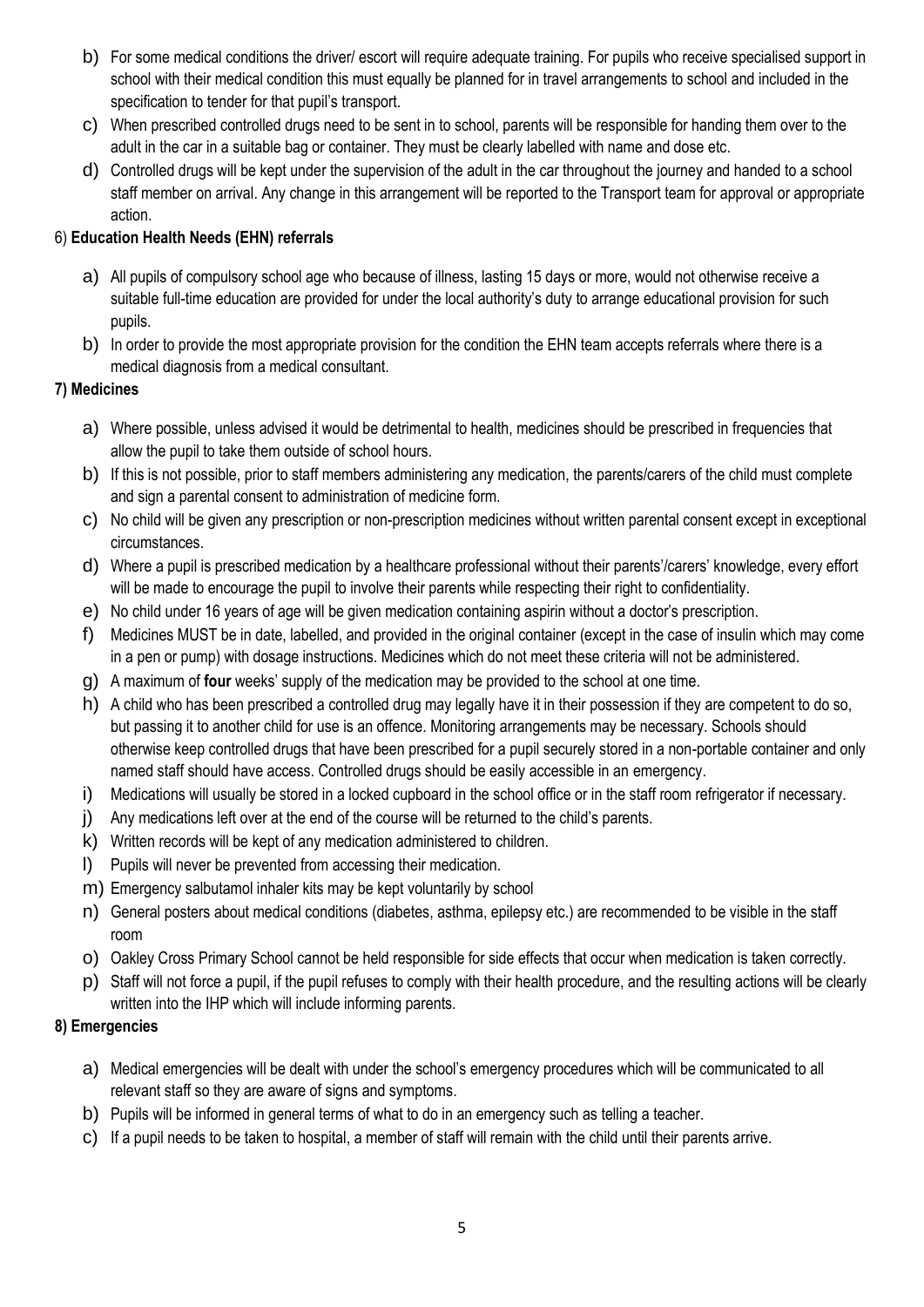b) For some medical conditions the driver/ escort will require adequate training. For pupils who receive specialised support in school with their medical condition this must equally be planned for in travel arrangements to school and included in the specification to tender for that pupil's transport.

c) When prescribed controlled drugs need to be sent in to school, parents will be responsible for handing them over to the adult in the car in a suitable bag or container. They must be clearly labelled with name and dose etc.

d) Controlled drugs will be kept under the supervision of the adult in the car throughout the journey and handed to a school staff member on arrival. Any change in this arrangement will be reported to the Transport team for approval or appropriate action.

6) **Education Health Needs (EHN) referrals**

a) All pupils of compulsory school age who because of illness, lasting 15 days or more, would not otherwise receive a suitable full-time education are provided for under the local authority's duty to arrange educational provision for such pupils.

b) In order to provide the most appropriate provision for the condition the EHN team accepts referrals where there is a medical diagnosis from a medical consultant.

**7) Medicines**

a) Where possible, unless advised it would be detrimental to health, medicines should be prescribed in frequencies that allow the pupil to take them outside of school hours.

b) If this is not possible, prior to staff members administering any medication, the parents/carers of the child must complete and sign a parental consent to administration of medicine form.

c) No child will be given any prescription or non-prescription medicines without written parental consent except in exceptional circumstances.

d) Where a pupil is prescribed medication by a healthcare professional without their parents'/carers' knowledge, every effort will be made to encourage the pupil to involve their parents while respecting their right to confidentiality.

e) No child under 16 years of age will be given medication containing aspirin without a doctor's prescription.

f) Medicines MUST be in date, labelled, and provided in the original container (except in the case of insulin which may come in a pen or pump) with dosage instructions. Medicines which do not meet these criteria will not be administered.

g) A maximum of **four** weeks' supply of the medication may be provided to the school at one time.

h) A child who has been prescribed a controlled drug may legally have it in their possession if they are competent to do so, but passing it to another child for use is an offence. Monitoring arrangements may be necessary. Schools should otherwise keep controlled drugs that have been prescribed for a pupil securely stored in a non-portable container and only named staff should have access. Controlled drugs should be easily accessible in an emergency.

i) Medications will usually be stored in a locked cupboard in the school office or in the staff room refrigerator if necessary.

j) Any medications left over at the end of the course will be returned to the child's parents.

k) Written records will be kept of any medication administered to children.

l) Pupils will never be prevented from accessing their medication.

m) Emergency salbutamol inhaler kits may be kept voluntarily by school

n) General posters about medical conditions (diabetes, asthma, epilepsy etc.) are recommended to be visible in the staff room

o) Oakley Cross Primary School cannot be held responsible for side effects that occur when medication is taken correctly.

p) Staff will not force a pupil, if the pupil refuses to comply with their health procedure, and the resulting actions will be clearly written into the IHP which will include informing parents.

**8) Emergencies**

a) Medical emergencies will be dealt with under the school's emergency procedures which will be communicated to all relevant staff so they are aware of signs and symptoms.

b) Pupils will be informed in general terms of what to do in an emergency such as telling a teacher.

c) If a pupil needs to be taken to hospital, a member of staff will remain with the child until their parents arrive.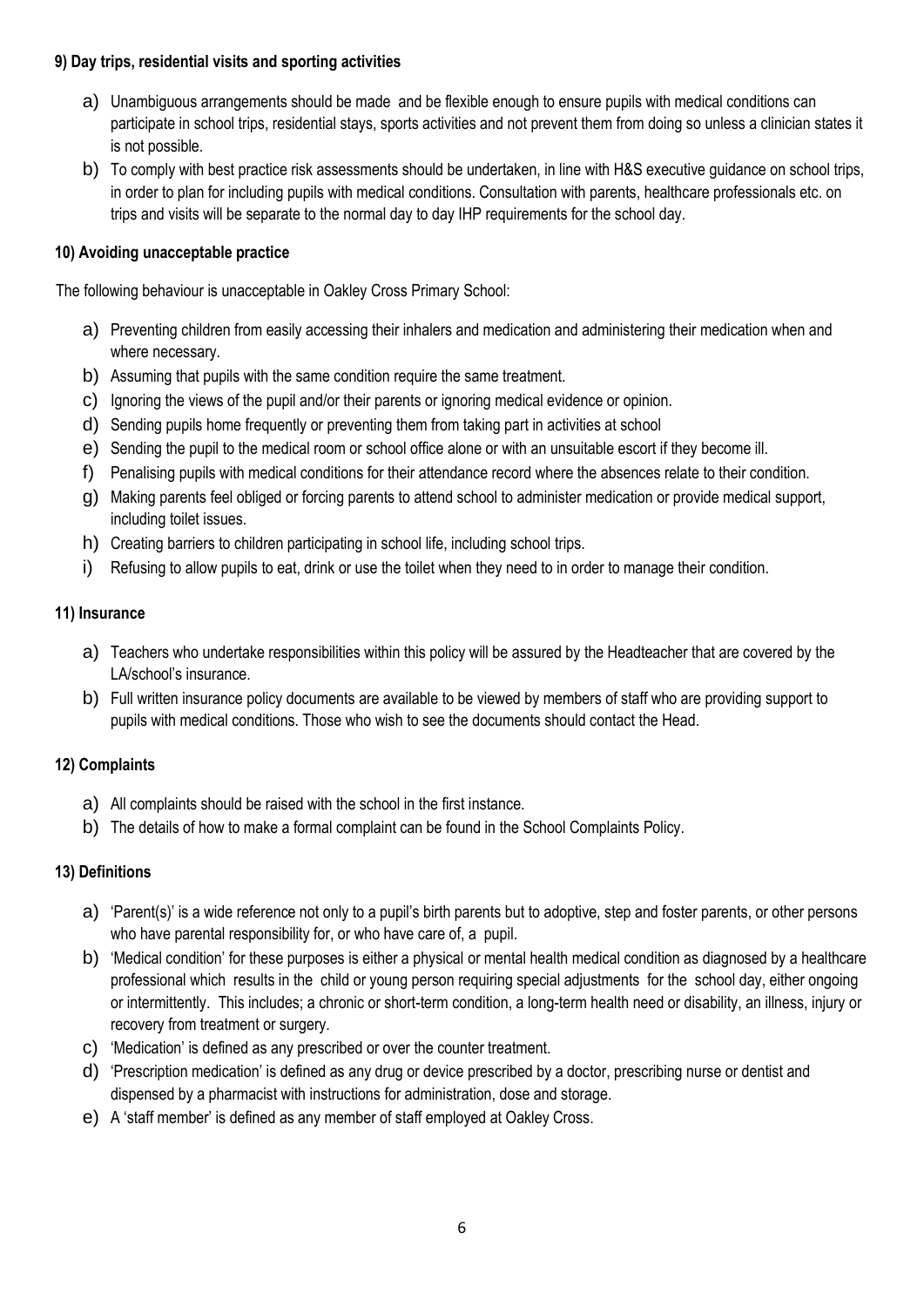#### 9) Day trips, residential visits and sporting activities

a) Unambiguous arrangements should be made and be flexible enough to ensure pupils with medical conditions can participate in school trips, residential stays, sports activities and not prevent them from doing so unless a clinician states it is not possible.

b) To comply with best practice risk assessments should be undertaken, in line with H&S executive guidance on school trips, in order to plan for including pupils with medical conditions. Consultation with parents, healthcare professionals etc. on trips and visits will be separate to the normal day to day IHP requirements for the school day.

#### 10) Avoiding unacceptable practice

The following behaviour is unacceptable in Oakley Cross Primary School:

a) Preventing children from easily accessing their inhalers and medication and administering their medication when and where necessary.

b) Assuming that pupils with the same condition require the same treatment.

c) Ignoring the views of the pupil and/or their parents or ignoring medical evidence or opinion.

d) Sending pupils home frequently or preventing them from taking part in activities at school

e) Sending the pupil to the medical room or school office alone or with an unsuitable escort if they become ill.

f) Penalising pupils with medical conditions for their attendance record where the absences relate to their condition.

g) Making parents feel obliged or forcing parents to attend school to administer medication or provide medical support, including toilet issues.

h) Creating barriers to children participating in school life, including school trips.

i) Refusing to allow pupils to eat, drink or use the toilet when they need to in order to manage their condition.

#### 11) Insurance

a) Teachers who undertake responsibilities within this policy will be assured by the Headteacher that are covered by the LA/school's insurance.

b) Full written insurance policy documents are available to be viewed by members of staff who are providing support to pupils with medical conditions. Those who wish to see the documents should contact the Head.

#### 12) Complaints

a) All complaints should be raised with the school in the first instance.

b) The details of how to make a formal complaint can be found in the School Complaints Policy.

#### 13) Definitions

a) 'Parent(s)' is a wide reference not only to a pupil's birth parents but to adoptive, step and foster parents, or other persons who have parental responsibility for, or who have care of, a pupil.

b) 'Medical condition' for these purposes is either a physical or mental health medical condition as diagnosed by a healthcare professional which results in the child or young person requiring special adjustments for the school day, either ongoing or intermittently. This includes; a chronic or short-term condition, a long-term health need or disability, an illness, injury or recovery from treatment or surgery.

c) 'Medication' is defined as any prescribed or over the counter treatment.

d) 'Prescription medication' is defined as any drug or device prescribed by a doctor, prescribing nurse or dentist and dispensed by a pharmacist with instructions for administration, dose and storage.

e) A 'staff member' is defined as any member of staff employed at Oakley Cross.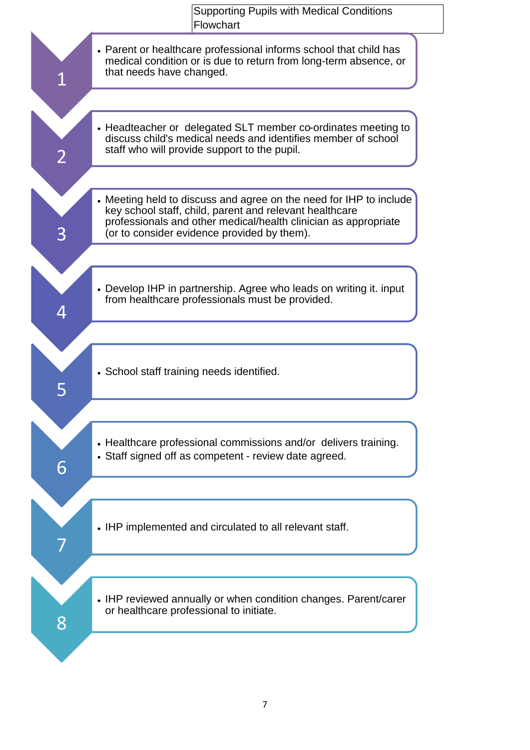# Supporting Pupils with Medical Conditions Flowchart

1. - Parent or healthcare professional informs school that child has medical condition or is due to return from long-term absence, or that needs have changed.

2. - Headteacher or delegated SLT member co-ordinates meeting to discuss child's medical needs and identifies member of school staff who will provide support to the pupil.

3. - Meeting held to discuss and agree on the need for IHP to include key school staff, child, parent and relevant healthcare professionals and other medical/health clinician as appropriate (or to consider evidence provided by them).

4. - Develop IHP in partnership. Agree who leads on writing it. input from healthcare professionals must be provided.

5. - School staff training needs identified.

6. - Healthcare professional commissions and/or delivers training.
   - Staff signed off as competent - review date agreed.

7. - IHP implemented and circulated to all relevant staff.

8. - IHP reviewed annually or when condition changes. Parent/carer or healthcare professional to initiate.